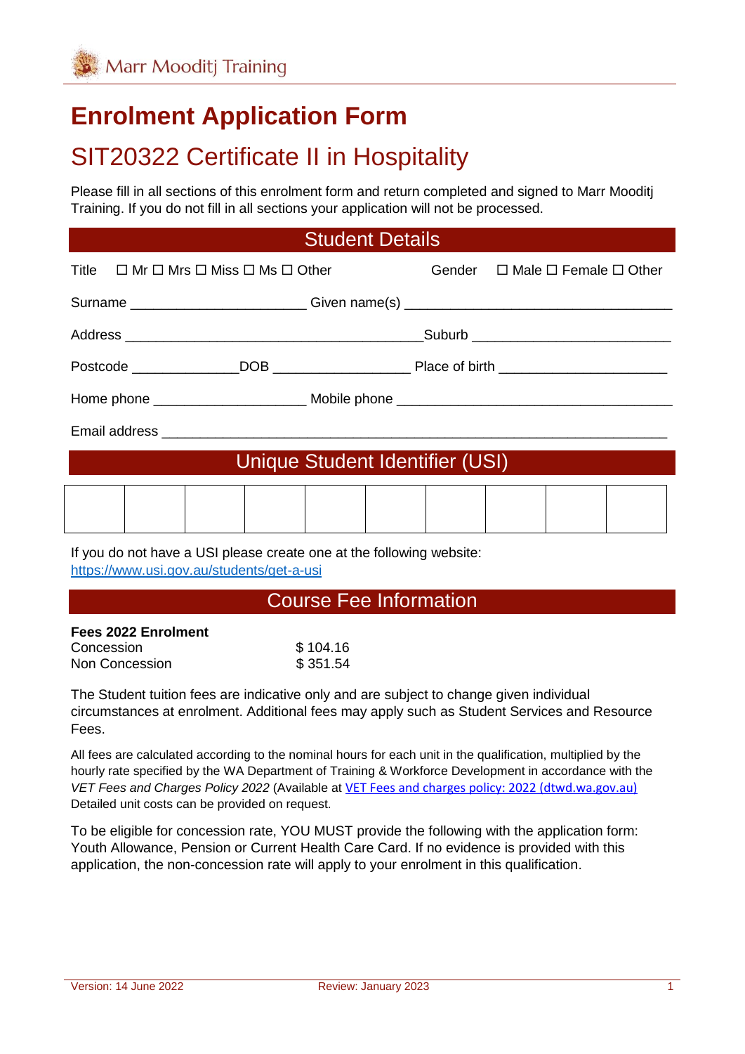Marr Mooditj Training

# Enrolment Application Form

## SIT20322 Certificate II in Hospitality

Please fill in all sections of this enrolment form and return completed and signed to Marr Mooditj Training. If you do not fill in all sections your application will not be processed.

### Student Details

Title ☐ Mr ☐ Mrs ☐ Miss ☐ Ms ☐ Other Gender ☐ Male ☐ Female ☐ Other

Surname ______________________ Given name(s) __________________________________

Address ______________________________________Suburb _________________________

Postcode _____________DOB _________________ Place of birth _____________________

Home phone ___________________ Mobile phone __________________________________

Email address _________________________________________________________________

### Unique Student Identifier (USI)

| | | | | | | | | | |
|---|---|---|---|---|---|---|---|---|---|
| | | | | | | | | | |

If you do not have a USI please create one at the following website: https://www.usi.gov.au/students/get-a-usi

### Course Fee Information

**Fees 2022 Enrolment**

| | |
|---|---|
| Concession | $ 104.16 |
| Non Concession | $ 351.54 |

The Student tuition fees are indicative only and are subject to change given individual circumstances at enrolment. Additional fees may apply such as Student Services and Resource Fees.

All fees are calculated according to the nominal hours for each unit in the qualification, multiplied by the hourly rate specified by the WA Department of Training & Workforce Development in accordance with the *VET Fees and Charges Policy 2022* (Available at VET Fees and charges policy: 2022 (dtwd.wa.gov.au) Detailed unit costs can be provided on request.

To be eligible for concession rate, YOU MUST provide the following with the application form: Youth Allowance, Pension or Current Health Care Card. If no evidence is provided with this application, the non-concession rate will apply to your enrolment in this qualification.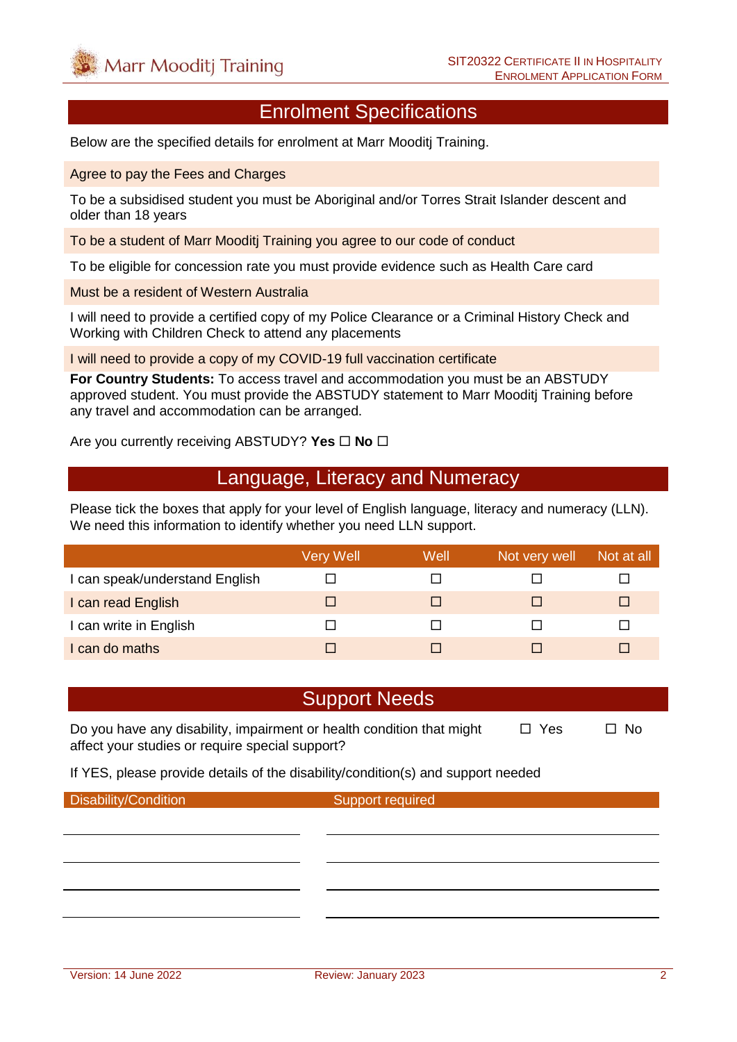## Enrolment Specifications

Below are the specified details for enrolment at Marr Mooditj Training.

Agree to pay the Fees and Charges

To be a subsidised student you must be Aboriginal and/or Torres Strait Islander descent and older than 18 years

To be a student of Marr Mooditj Training you agree to our code of conduct

To be eligible for concession rate you must provide evidence such as Health Care card

Must be a resident of Western Australia

I will need to provide a certified copy of my Police Clearance or a Criminal History Check and Working with Children Check to attend any placements

I will need to provide a copy of my COVID-19 full vaccination certificate

**For Country Students:** To access travel and accommodation you must be an ABSTUDY approved student. You must provide the ABSTUDY statement to Marr Mooditj Training before any travel and accommodation can be arranged.

Are you currently receiving ABSTUDY? **Yes** ☐ **No** ☐

## Language, Literacy and Numeracy

Please tick the boxes that apply for your level of English language, literacy and numeracy (LLN). We need this information to identify whether you need LLN support.

| | Very Well | Well | Not very well | Not at all |
|---|---|---|---|---|
| I can speak/understand English | ☐ | ☐ | ☐ | ☐ |
| I can read English | ☐ | ☐ | ☐ | ☐ |
| I can write in English | ☐ | ☐ | ☐ | ☐ |
| I can do maths | ☐ | ☐ | ☐ | ☐ |

## Support Needs

Do you have any disability, impairment or health condition that might affect your studies or require special support? ☐ Yes ☐ No

If YES, please provide details of the disability/condition(s) and support needed

| Disability/Condition | Support required |
|---|---|
| | |
| | |
| | |
| | |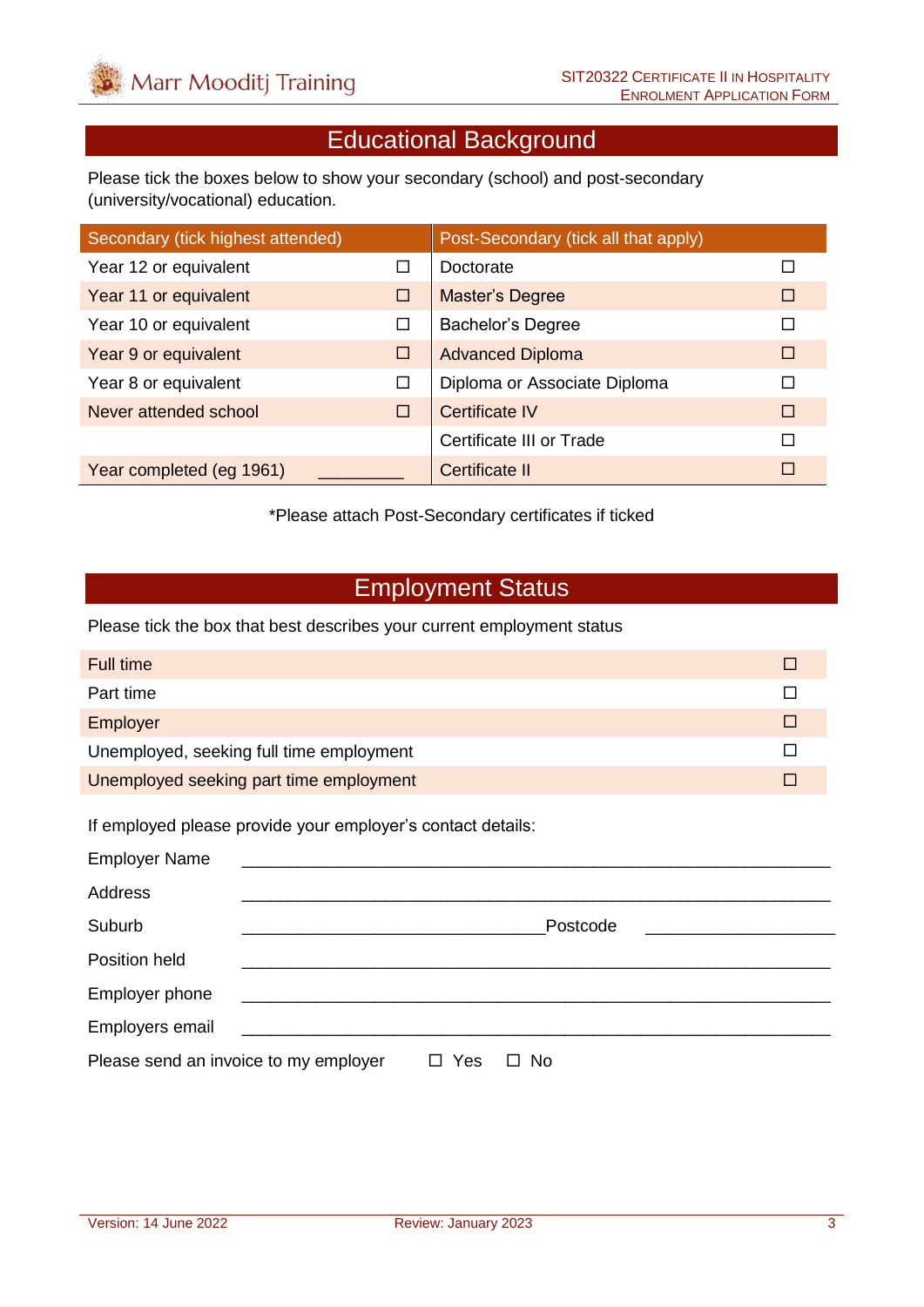## Educational Background

Please tick the boxes below to show your secondary (school) and post-secondary (university/vocational) education.

| Secondary (tick highest attended) | | Post-Secondary (tick all that apply) | |
|---|---|---|---|
| Year 12 or equivalent | ☐ | Doctorate | ☐ |
| Year 11 or equivalent | ☐ | Master's Degree | ☐ |
| Year 10 or equivalent | ☐ | Bachelor's Degree | ☐ |
| Year 9 or equivalent | ☐ | Advanced Diploma | ☐ |
| Year 8 or equivalent | ☐ | Diploma or Associate Diploma | ☐ |
| Never attended school | ☐ | Certificate IV | ☐ |
| | | Certificate III or Trade | ☐ |
| Year completed (eg 1961) | _________ | Certificate II | ☐ |

*Please attach Post-Secondary certificates if ticked

## Employment Status

Please tick the box that best describes your current employment status

| | |
|---|---|
| Full time | ☐ |
| Part time | ☐ |
| Employer | ☐ |
| Unemployed, seeking full time employment | ☐ |
| Unemployed seeking part time employment | ☐ |

If employed please provide your employer's contact details:

Employer Name ____________________________________________________________

Address ____________________________________________________________

Suburb _______________________________ Postcode ____________________

Position held ____________________________________________________________

Employer phone ____________________________________________________________

Employers email ____________________________________________________________

Please send an invoice to my employer ☐ Yes ☐ No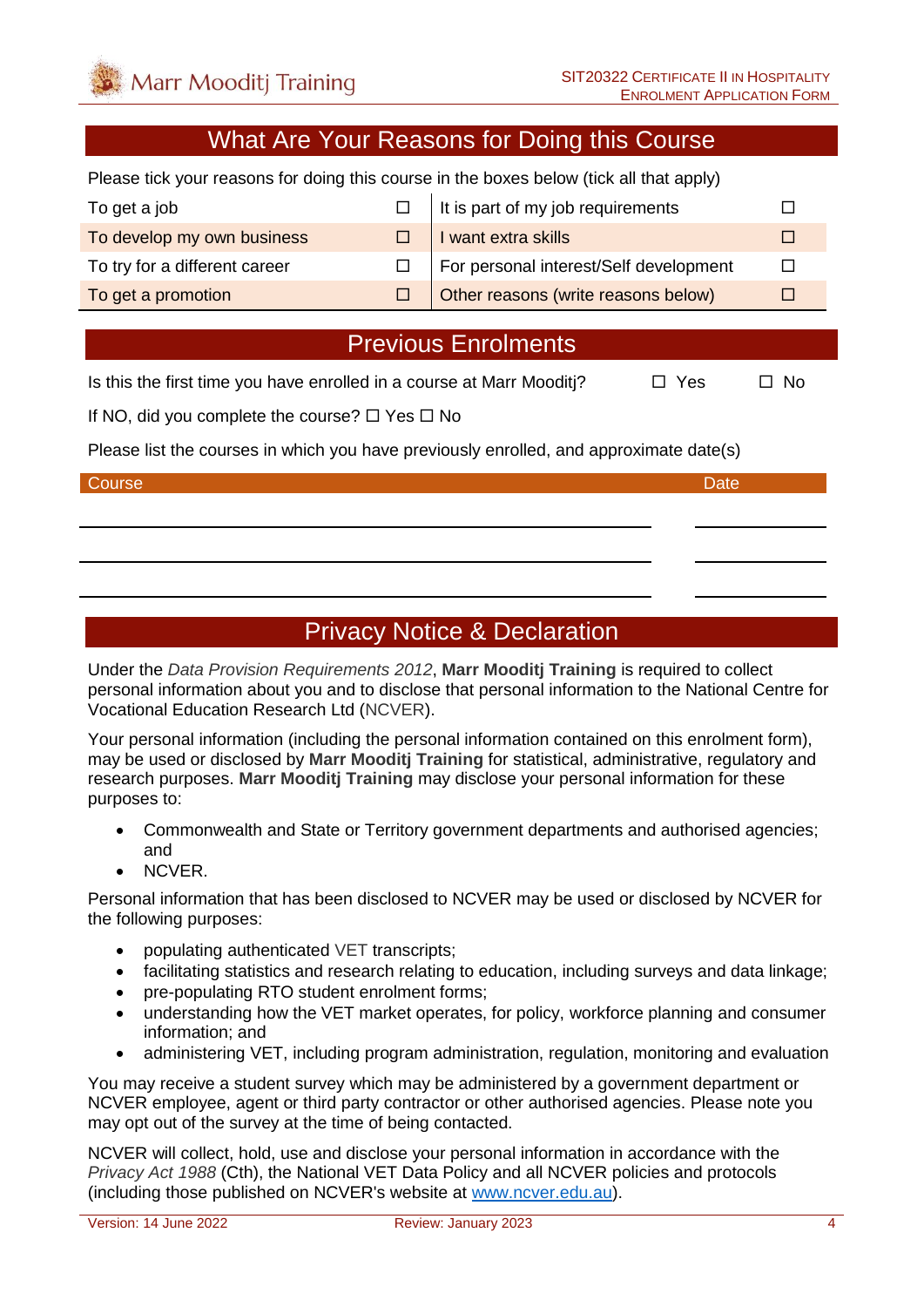## What Are Your Reasons for Doing this Course

Please tick your reasons for doing this course in the boxes below (tick all that apply)

| | | | |
|---|---|---|---|
| To get a job | ☐ | It is part of my job requirements | ☐ |
| To develop my own business | ☐ | I want extra skills | ☐ |
| To try for a different career | ☐ | For personal interest/Self development | ☐ |
| To get a promotion | ☐ | Other reasons (write reasons below) | ☐ |

## Previous Enrolments

Is this the first time you have enrolled in a course at Marr Mooditj? ☐ Yes ☐ No

If NO, did you complete the course? ☐ Yes ☐ No

Please list the courses in which you have previously enrolled, and approximate date(s)

| Course | Date |
|---|---|
| | |
| | |
| | |

## Privacy Notice & Declaration

Under the *Data Provision Requirements 2012*, **Marr Mooditj Training** is required to collect personal information about you and to disclose that personal information to the National Centre for Vocational Education Research Ltd (NCVER).

Your personal information (including the personal information contained on this enrolment form), may be used or disclosed by **Marr Mooditj Training** for statistical, administrative, regulatory and research purposes. **Marr Mooditj Training** may disclose your personal information for these purposes to:

- Commonwealth and State or Territory government departments and authorised agencies; and
- NCVER.

Personal information that has been disclosed to NCVER may be used or disclosed by NCVER for the following purposes:

- populating authenticated VET transcripts;
- facilitating statistics and research relating to education, including surveys and data linkage;
- pre-populating RTO student enrolment forms;
- understanding how the VET market operates, for policy, workforce planning and consumer information; and
- administering VET, including program administration, regulation, monitoring and evaluation

You may receive a student survey which may be administered by a government department or NCVER employee, agent or third party contractor or other authorised agencies. Please note you may opt out of the survey at the time of being contacted.

NCVER will collect, hold, use and disclose your personal information in accordance with the *Privacy Act 1988* (Cth), the National VET Data Policy and all NCVER policies and protocols (including those published on NCVER's website at www.ncver.edu.au).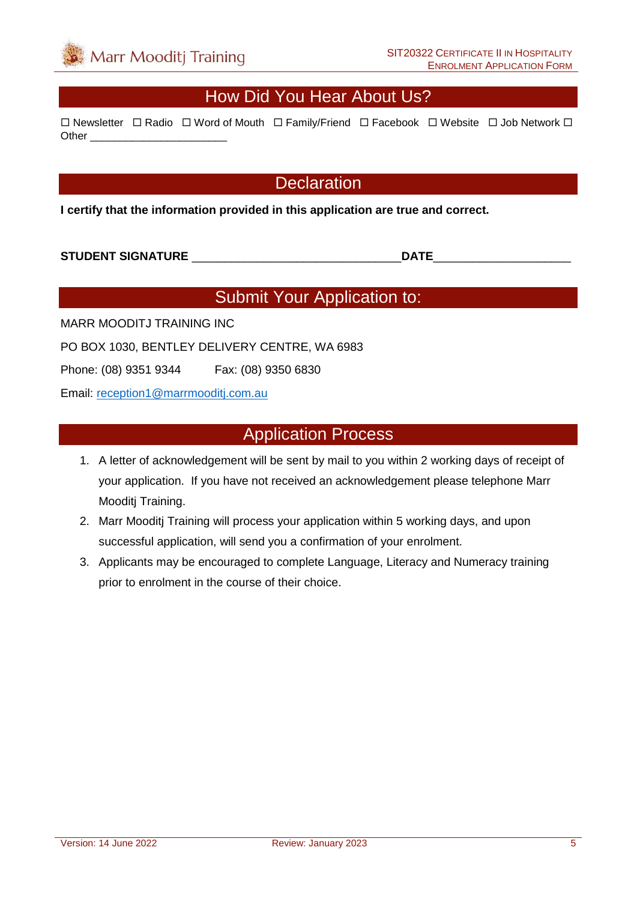## How Did You Hear About Us?

☐ Newsletter ☐ Radio ☐ Word of Mouth ☐ Family/Friend ☐ Facebook ☐ Website ☐ Job Network ☐ Other _______________________

## Declaration

**I certify that the information provided in this application are true and correct.**

**STUDENT SIGNATURE** ________________________________**DATE**_____________________

## Submit Your Application to:

MARR MOODITJ TRAINING INC

PO BOX 1030, BENTLEY DELIVERY CENTRE, WA 6983

Phone: (08) 9351 9344     Fax: (08) 9350 6830

Email: reception1@marrmooditj.com.au

## Application Process

1. A letter of acknowledgement will be sent by mail to you within 2 working days of receipt of your application. If you have not received an acknowledgement please telephone Marr Mooditj Training.
2. Marr Mooditj Training will process your application within 5 working days, and upon successful application, will send you a confirmation of your enrolment.
3. Applicants may be encouraged to complete Language, Literacy and Numeracy training prior to enrolment in the course of their choice.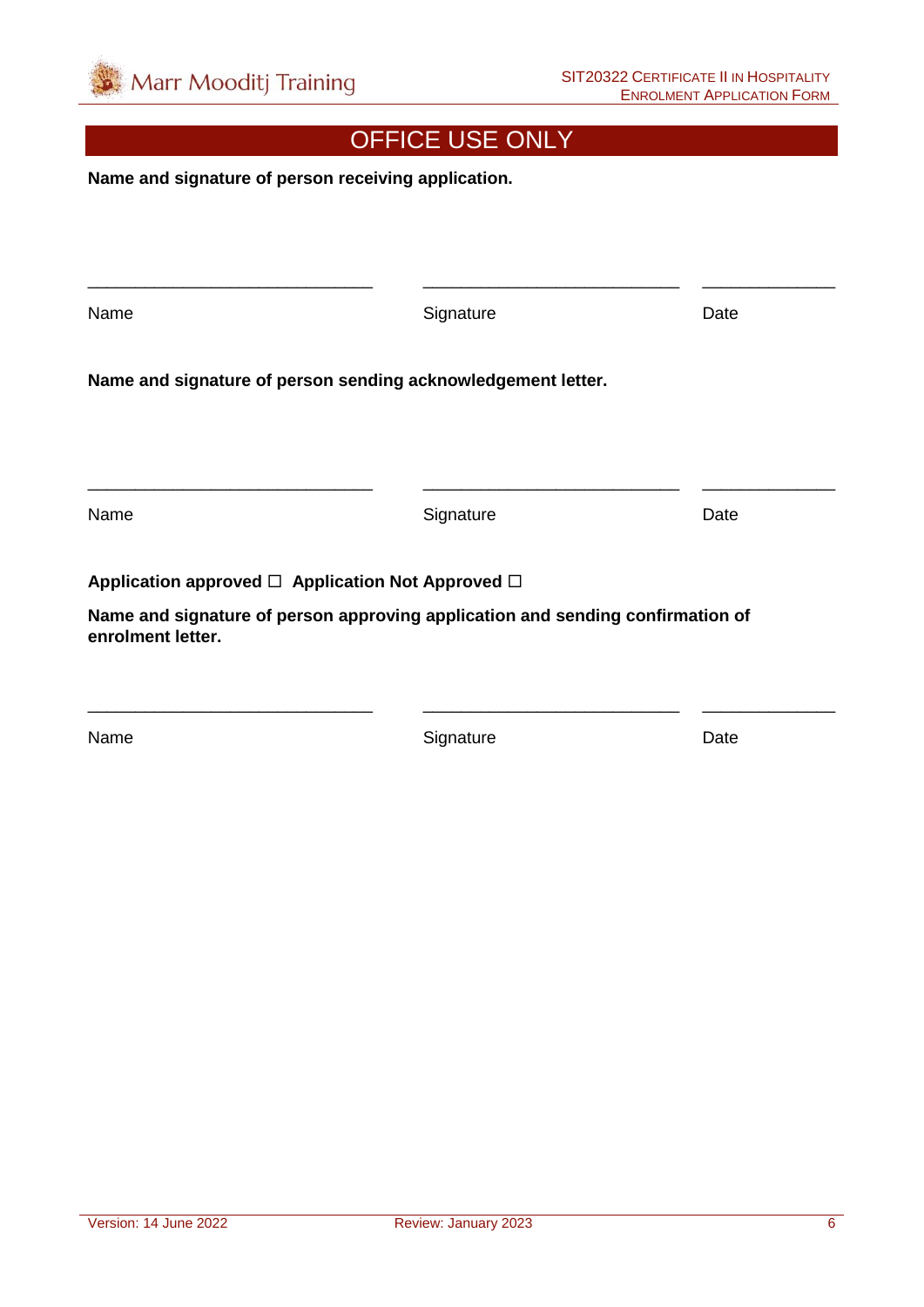## OFFICE USE ONLY

**Name and signature of person receiving application.**

\_\_\_\_\_\_\_\_\_\_\_\_\_\_\_\_\_\_\_\_\_\_\_\_\_\_\_\_\_\_ \_\_\_\_\_\_\_\_\_\_\_\_\_\_\_\_\_\_\_\_\_\_\_\_\_\_\_ \_\_\_\_\_\_\_\_\_\_\_\_\_\_

Name Signature Date

**Name and signature of person sending acknowledgement letter.**

\_\_\_\_\_\_\_\_\_\_\_\_\_\_\_\_\_\_\_\_\_\_\_\_\_\_\_\_\_\_ \_\_\_\_\_\_\_\_\_\_\_\_\_\_\_\_\_\_\_\_\_\_\_\_\_\_\_ \_\_\_\_\_\_\_\_\_\_\_\_\_\_

Name Signature Date

**Application approved ☐ Application Not Approved ☐**

**Name and signature of person approving application and sending confirmation of enrolment letter.**

\_\_\_\_\_\_\_\_\_\_\_\_\_\_\_\_\_\_\_\_\_\_\_\_\_\_\_\_\_\_ \_\_\_\_\_\_\_\_\_\_\_\_\_\_\_\_\_\_\_\_\_\_\_\_\_\_\_ \_\_\_\_\_\_\_\_\_\_\_\_\_\_

Name Signature Date